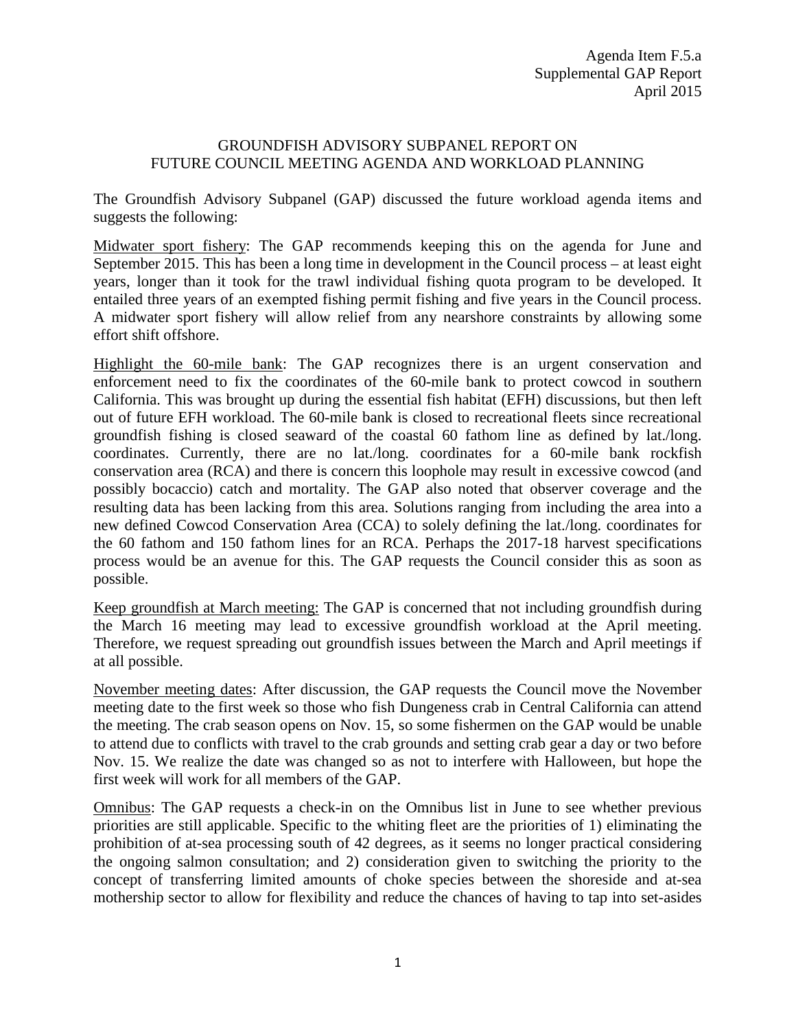Agenda Item F.5.a
Supplemental GAP Report
April 2015

# GROUNDFISH ADVISORY SUBPANEL REPORT ON FUTURE COUNCIL MEETING AGENDA AND WORKLOAD PLANNING

The Groundfish Advisory Subpanel (GAP) discussed the future workload agenda items and suggests the following:

<u>Midwater sport fishery</u>: The GAP recommends keeping this on the agenda for June and September 2015. This has been a long time in development in the Council process – at least eight years, longer than it took for the trawl individual fishing quota program to be developed. It entailed three years of an exempted fishing permit fishing and five years in the Council process. A midwater sport fishery will allow relief from any nearshore constraints by allowing some effort shift offshore.

<u>Highlight the 60-mile bank</u>: The GAP recognizes there is an urgent conservation and enforcement need to fix the coordinates of the 60-mile bank to protect cowcod in southern California. This was brought up during the essential fish habitat (EFH) discussions, but then left out of future EFH workload. The 60-mile bank is closed to recreational fleets since recreational groundfish fishing is closed seaward of the coastal 60 fathom line as defined by lat./long. coordinates. Currently, there are no lat./long. coordinates for a 60-mile bank rockfish conservation area (RCA) and there is concern this loophole may result in excessive cowcod (and possibly bocaccio) catch and mortality. The GAP also noted that observer coverage and the resulting data has been lacking from this area. Solutions ranging from including the area into a new defined Cowcod Conservation Area (CCA) to solely defining the lat./long. coordinates for the 60 fathom and 150 fathom lines for an RCA. Perhaps the 2017-18 harvest specifications process would be an avenue for this. The GAP requests the Council consider this as soon as possible.

<u>Keep groundfish at March meeting:</u> The GAP is concerned that not including groundfish during the March 16 meeting may lead to excessive groundfish workload at the April meeting. Therefore, we request spreading out groundfish issues between the March and April meetings if at all possible.

<u>November meeting dates</u>: After discussion, the GAP requests the Council move the November meeting date to the first week so those who fish Dungeness crab in Central California can attend the meeting. The crab season opens on Nov. 15, so some fishermen on the GAP would be unable to attend due to conflicts with travel to the crab grounds and setting crab gear a day or two before Nov. 15. We realize the date was changed so as not to interfere with Halloween, but hope the first week will work for all members of the GAP.

<u>Omnibus</u>: The GAP requests a check-in on the Omnibus list in June to see whether previous priorities are still applicable. Specific to the whiting fleet are the priorities of 1) eliminating the prohibition of at-sea processing south of 42 degrees, as it seems no longer practical considering the ongoing salmon consultation; and 2) consideration given to switching the priority to the concept of transferring limited amounts of choke species between the shoreside and at-sea mothership sector to allow for flexibility and reduce the chances of having to tap into set-asides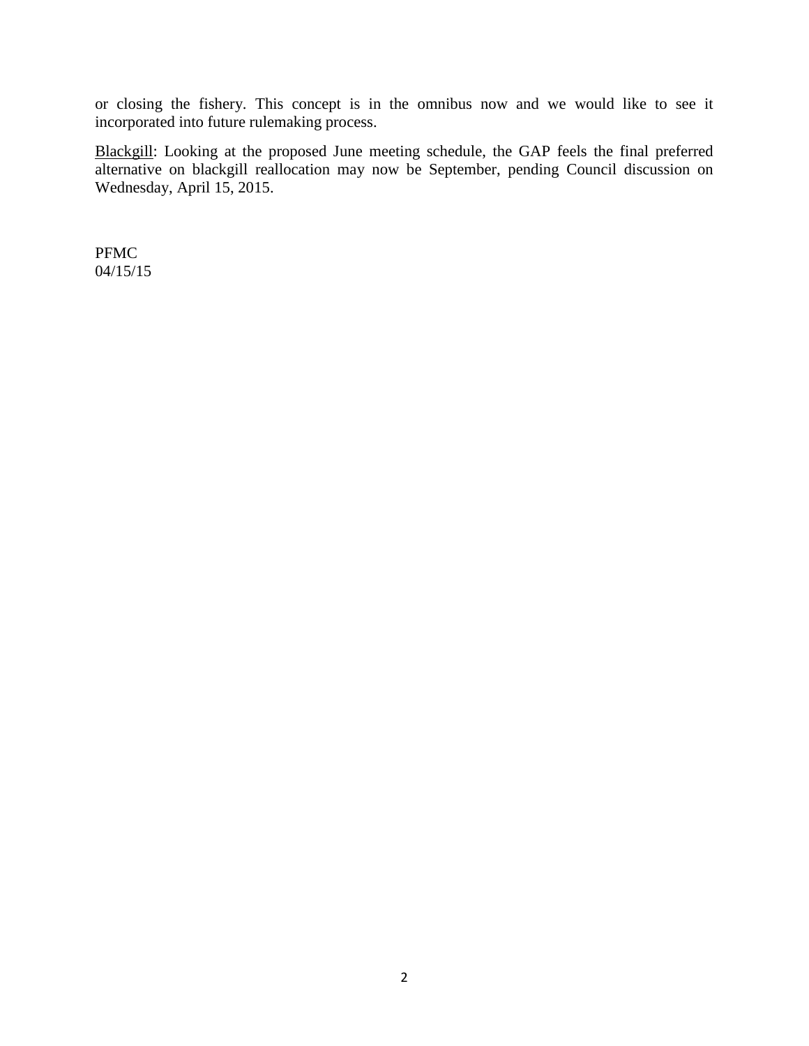or closing the fishery. This concept is in the omnibus now and we would like to see it incorporated into future rulemaking process.

<u>Blackgill</u>: Looking at the proposed June meeting schedule, the GAP feels the final preferred alternative on blackgill reallocation may now be September, pending Council discussion on Wednesday, April 15, 2015.

PFMC
04/15/15